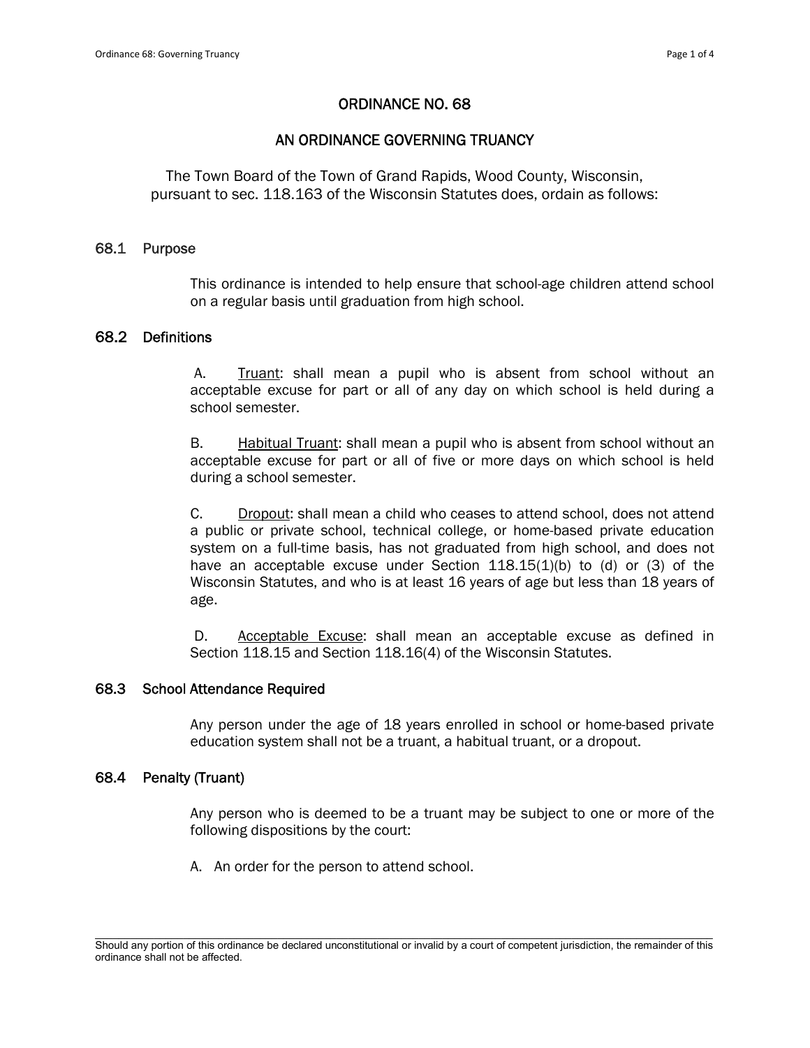# ORDINANCE NO. 68

## AN ORDINANCE GOVERNING TRUANCY

The Town Board of the Town of Grand Rapids, Wood County, Wisconsin, pursuant to sec. 118.163 of the Wisconsin Statutes does, ordain as follows:

### 68.1 Purpose

This ordinance is intended to help ensure that school-age children attend school on a regular basis until graduation from high school.

### 68.2 Definitions

A. Truant: shall mean a pupil who is absent from school without an acceptable excuse for part or all of any day on which school is held during a school semester.

B. Habitual Truant: shall mean a pupil who is absent from school without an acceptable excuse for part or all of five or more days on which school is held during a school semester.

C. Dropout: shall mean a child who ceases to attend school, does not attend a public or private school, technical college, or home-based private education system on a full-time basis, has not graduated from high school, and does not have an acceptable excuse under Section 118.15(1)(b) to (d) or (3) of the Wisconsin Statutes, and who is at least 16 years of age but less than 18 years of age.

D. Acceptable Excuse: shall mean an acceptable excuse as defined in Section 118.15 and Section 118.16(4) of the Wisconsin Statutes.

### 68.3 School Attendance Required

Any person under the age of 18 years enrolled in school or home-based private education system shall not be a truant, a habitual truant, or a dropout.

### 68.4 Penalty (Truant)

Any person who is deemed to be a truant may be subject to one or more of the following dispositions by the court:

A. An order for the person to attend school.

Should any portion of this ordinance be declared unconstitutional or invalid by a court of competent jurisdiction, the remainder of this ordinance shall not be affected.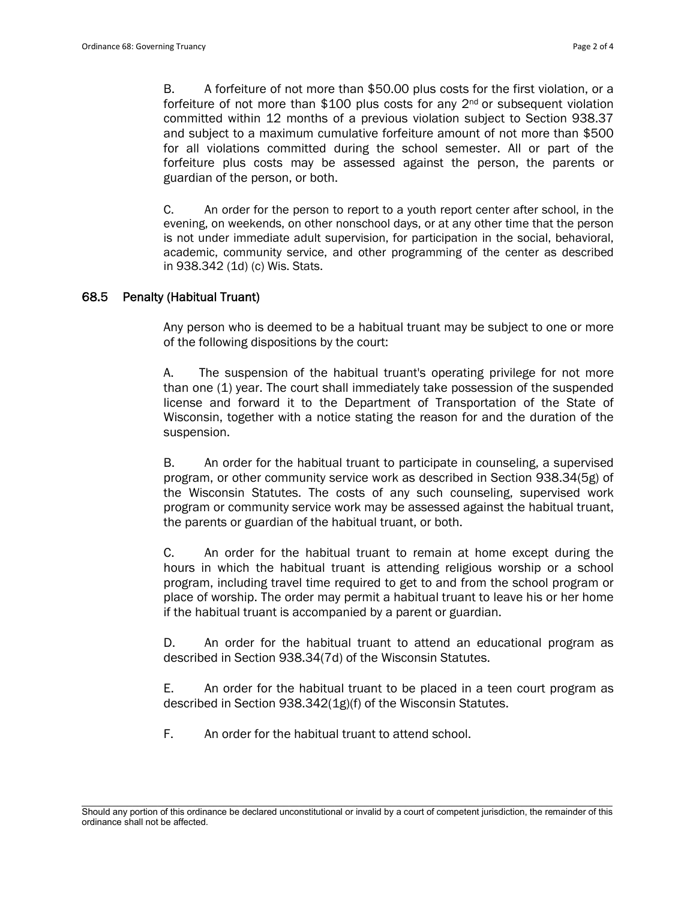B. A forfeiture of not more than $50.00 plus costs for the first violation, or a forfeiture of not more than $100 plus costs for any 2nd or subsequent violation committed within 12 months of a previous violation subject to Section 938.37 and subject to a maximum cumulative forfeiture amount of not more than $500 for all violations committed during the school semester. All or part of the forfeiture plus costs may be assessed against the person, the parents or guardian of the person, or both.

C. An order for the person to report to a youth report center after school, in the evening, on weekends, on other nonschool days, or at any other time that the person is not under immediate adult supervision, for participation in the social, behavioral, academic, community service, and other programming of the center as described in 938.342 (1d) (c) Wis. Stats.

## 68.5 Penalty (Habitual Truant)

Any person who is deemed to be a habitual truant may be subject to one or more of the following dispositions by the court:

A. The suspension of the habitual truant's operating privilege for not more than one (1) year. The court shall immediately take possession of the suspended license and forward it to the Department of Transportation of the State of Wisconsin, together with a notice stating the reason for and the duration of the suspension.

B. An order for the habitual truant to participate in counseling, a supervised program, or other community service work as described in Section 938.34(5g) of the Wisconsin Statutes. The costs of any such counseling, supervised work program or community service work may be assessed against the habitual truant, the parents or guardian of the habitual truant, or both.

C. An order for the habitual truant to remain at home except during the hours in which the habitual truant is attending religious worship or a school program, including travel time required to get to and from the school program or place of worship. The order may permit a habitual truant to leave his or her home if the habitual truant is accompanied by a parent or guardian.

D. An order for the habitual truant to attend an educational program as described in Section 938.34(7d) of the Wisconsin Statutes.

E. An order for the habitual truant to be placed in a teen court program as described in Section 938.342(1g)(f) of the Wisconsin Statutes.

F. An order for the habitual truant to attend school.

---

Should any portion of this ordinance be declared unconstitutional or invalid by a court of competent jurisdiction, the remainder of this ordinance shall not be affected.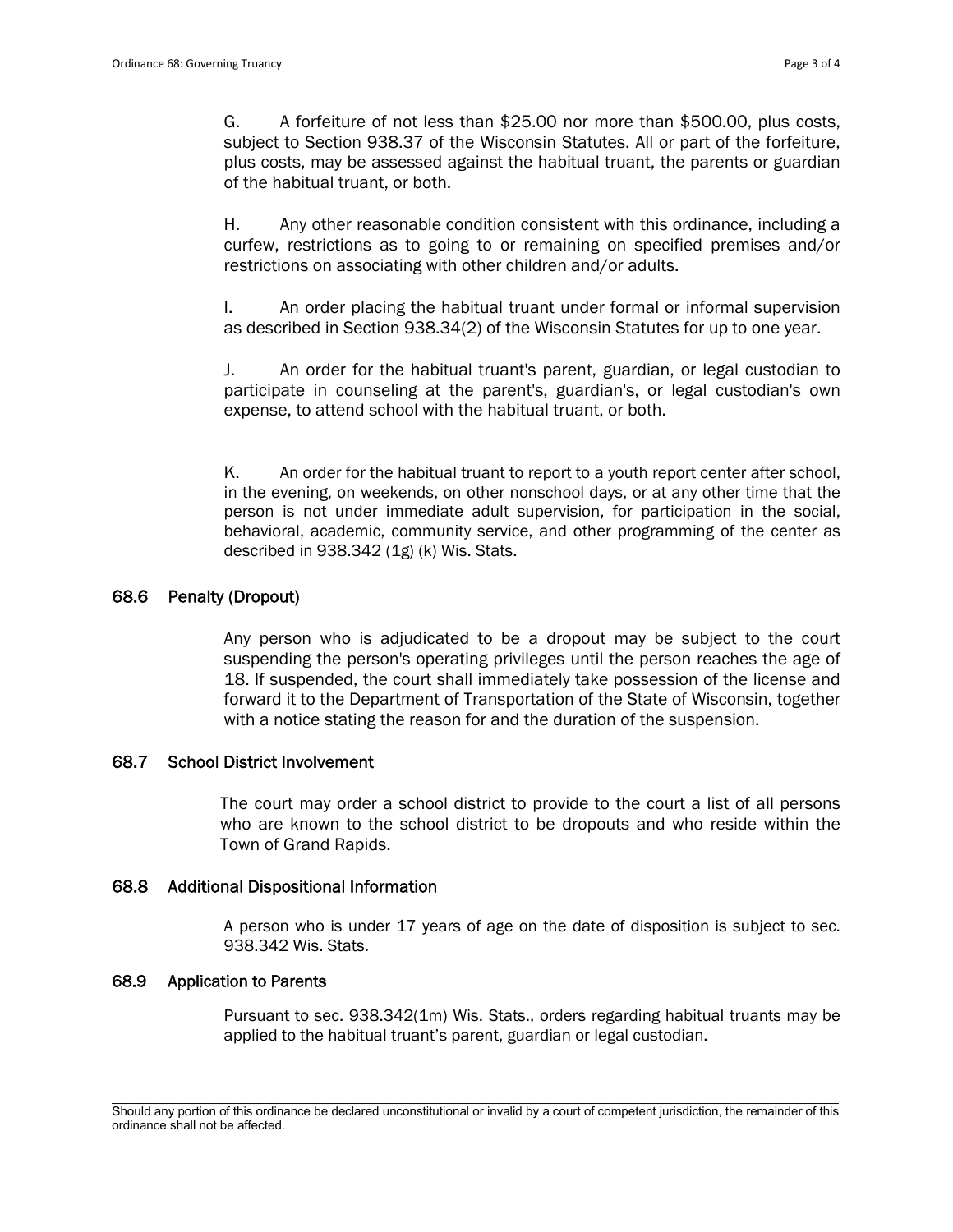G. A forfeiture of not less than $25.00 nor more than $500.00, plus costs, subject to Section 938.37 of the Wisconsin Statutes. All or part of the forfeiture, plus costs, may be assessed against the habitual truant, the parents or guardian of the habitual truant, or both.

H. Any other reasonable condition consistent with this ordinance, including a curfew, restrictions as to going to or remaining on specified premises and/or restrictions on associating with other children and/or adults.

I. An order placing the habitual truant under formal or informal supervision as described in Section 938.34(2) of the Wisconsin Statutes for up to one year.

J. An order for the habitual truant's parent, guardian, or legal custodian to participate in counseling at the parent's, guardian's, or legal custodian's own expense, to attend school with the habitual truant, or both.

K. An order for the habitual truant to report to a youth report center after school, in the evening, on weekends, on other nonschool days, or at any other time that the person is not under immediate adult supervision, for participation in the social, behavioral, academic, community service, and other programming of the center as described in 938.342 (1g) (k) Wis. Stats.

## 68.6 Penalty (Dropout)

Any person who is adjudicated to be a dropout may be subject to the court suspending the person's operating privileges until the person reaches the age of 18. If suspended, the court shall immediately take possession of the license and forward it to the Department of Transportation of the State of Wisconsin, together with a notice stating the reason for and the duration of the suspension.

## 68.7 School District Involvement

The court may order a school district to provide to the court a list of all persons who are known to the school district to be dropouts and who reside within the Town of Grand Rapids.

## 68.8 Additional Dispositional Information

A person who is under 17 years of age on the date of disposition is subject to sec. 938.342 Wis. Stats.

## 68.9 Application to Parents

Pursuant to sec. 938.342(1m) Wis. Stats., orders regarding habitual truants may be applied to the habitual truant's parent, guardian or legal custodian.

Should any portion of this ordinance be declared unconstitutional or invalid by a court of competent jurisdiction, the remainder of this ordinance shall not be affected.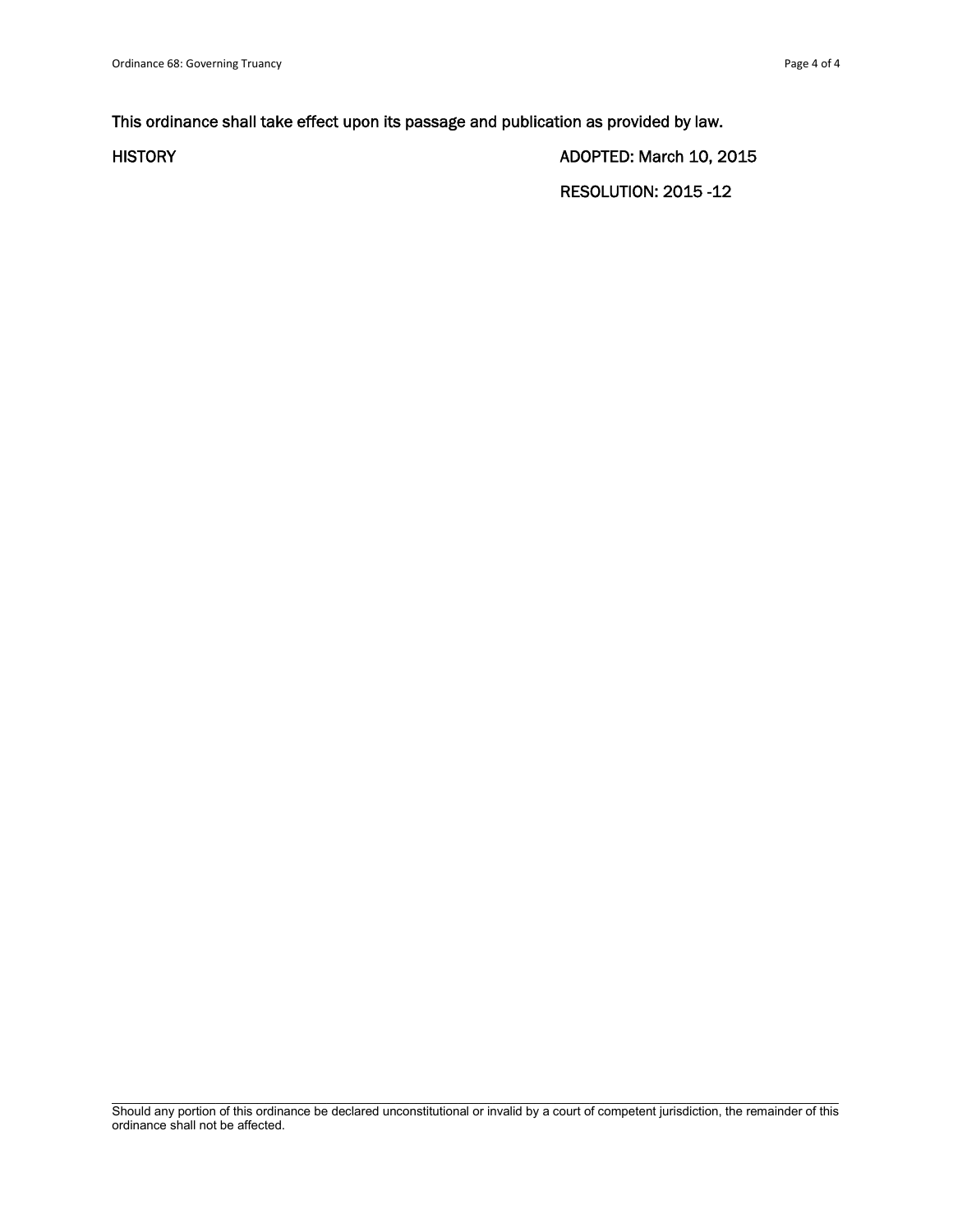This ordinance shall take effect upon its passage and publication as provided by law.

HISTORY

ADOPTED: March 10, 2015

RESOLUTION: 2015 -12

---

Should any portion of this ordinance be declared unconstitutional or invalid by a court of competent jurisdiction, the remainder of this ordinance shall not be affected.